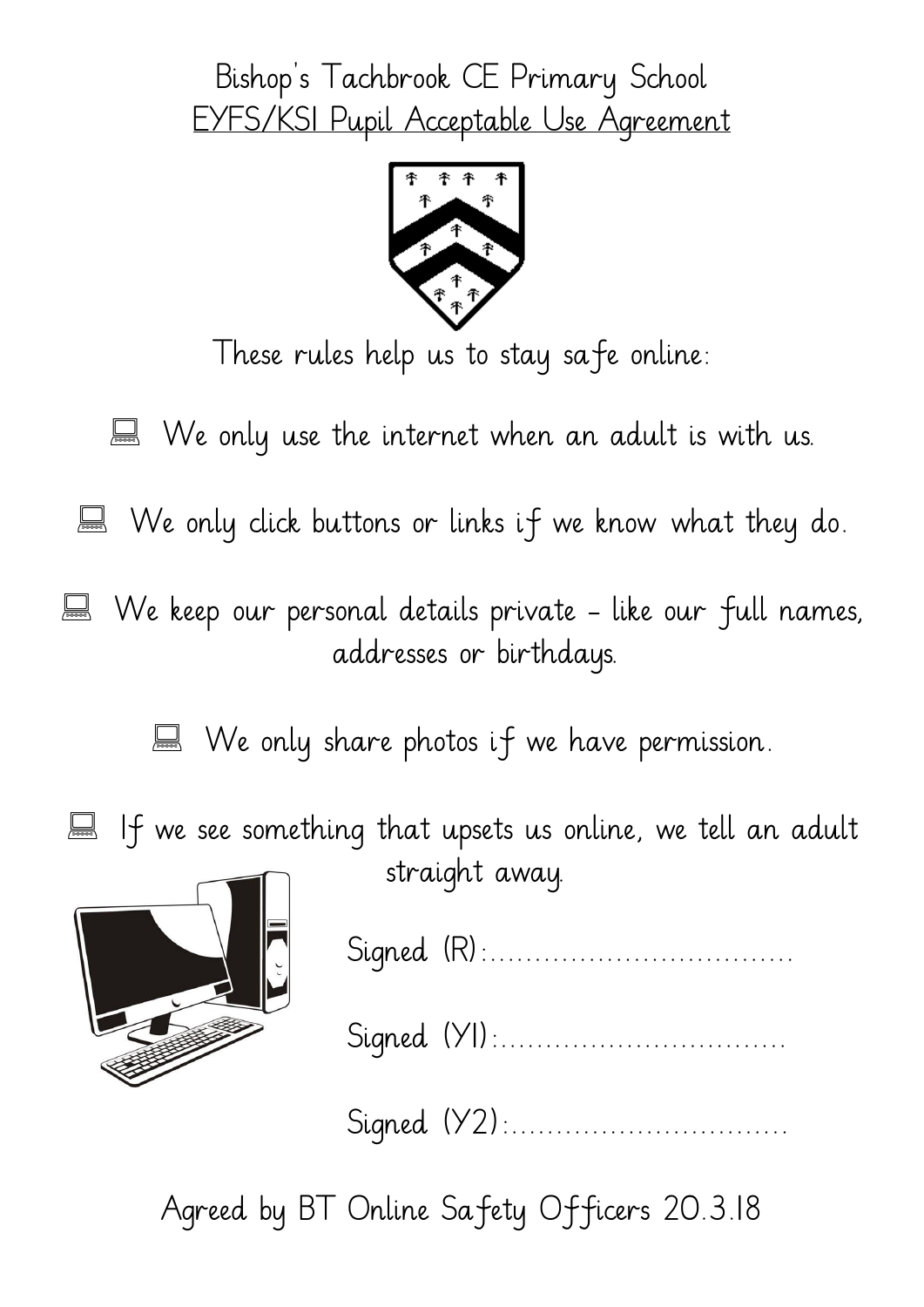# Bishop's Tachbrook CE Primary School

## EYFS/KS1 Pupil Acceptable Use Agreement

These rules help us to stay safe online:

- We only use the internet when an adult is with us.
- We only click buttons or links if we know what they do.
- We keep our personal details private – like our full names, addresses or birthdays.
- We only share photos if we have permission.
- If we see something that upsets us online, we tell an adult straight away.

Signed (R):..................................

Signed (Y1):................................

Signed (Y2):...............................

Agreed by BT Online Safety Officers 20.3.18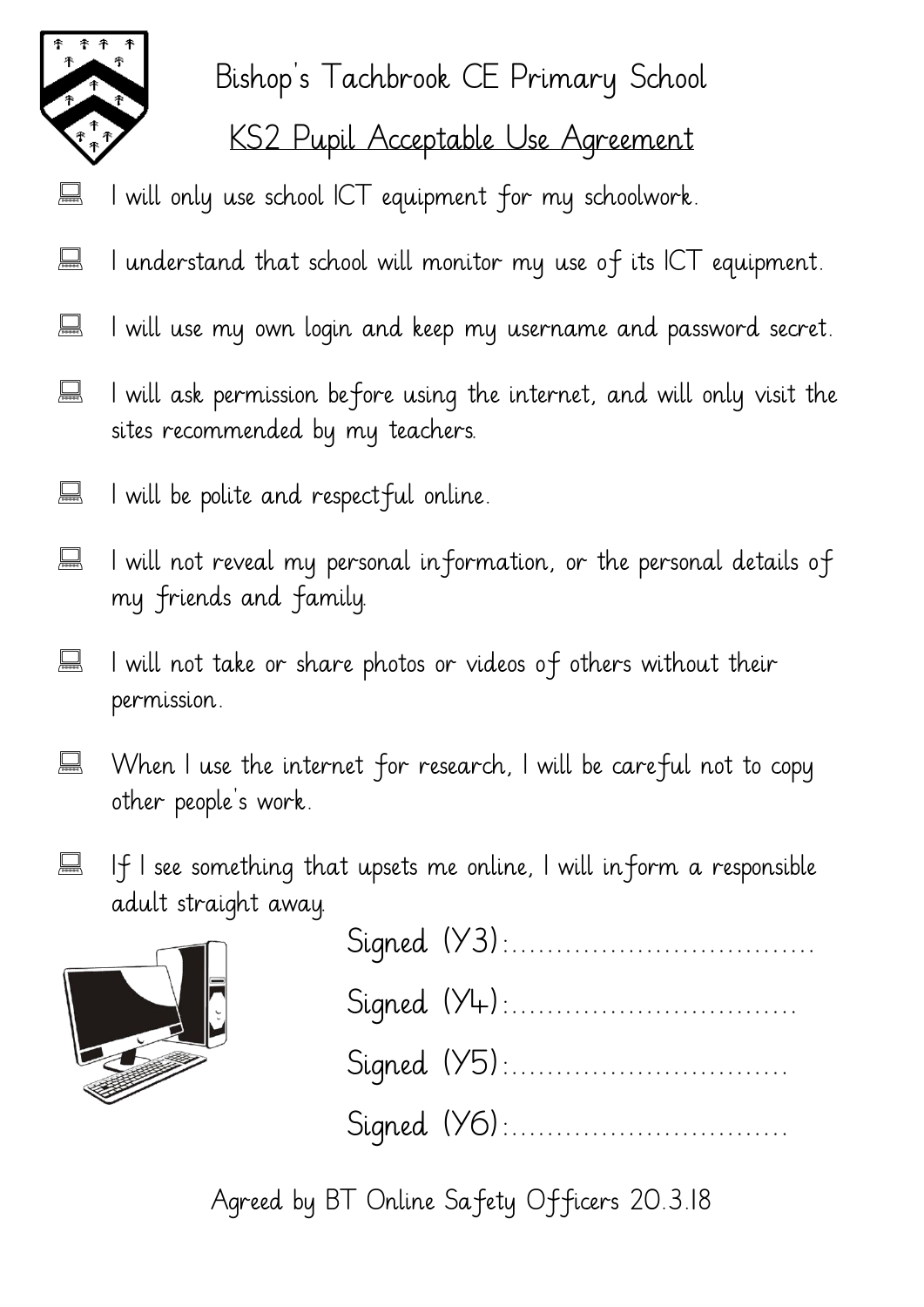# Bishop's Tachbrook CE Primary School

## KS2 Pupil Acceptable Use Agreement

- I will only use school ICT equipment for my schoolwork.
- I understand that school will monitor my use of its ICT equipment.
- I will use my own login and keep my username and password secret.
- I will ask permission before using the internet, and will only visit the sites recommended by my teachers.
- I will be polite and respectful online.
- I will not reveal my personal information, or the personal details of my friends and family.
- I will not take or share photos or videos of others without their permission.
- When I use the internet for research, I will be careful not to copy other people's work.
- If I see something that upsets me online, I will inform a responsible adult straight away.

Signed (Y3):..................................

Signed (Y4):................................

Signed (Y5):...............................

Signed (Y6):...............................

Agreed by BT Online Safety Officers 20.3.18